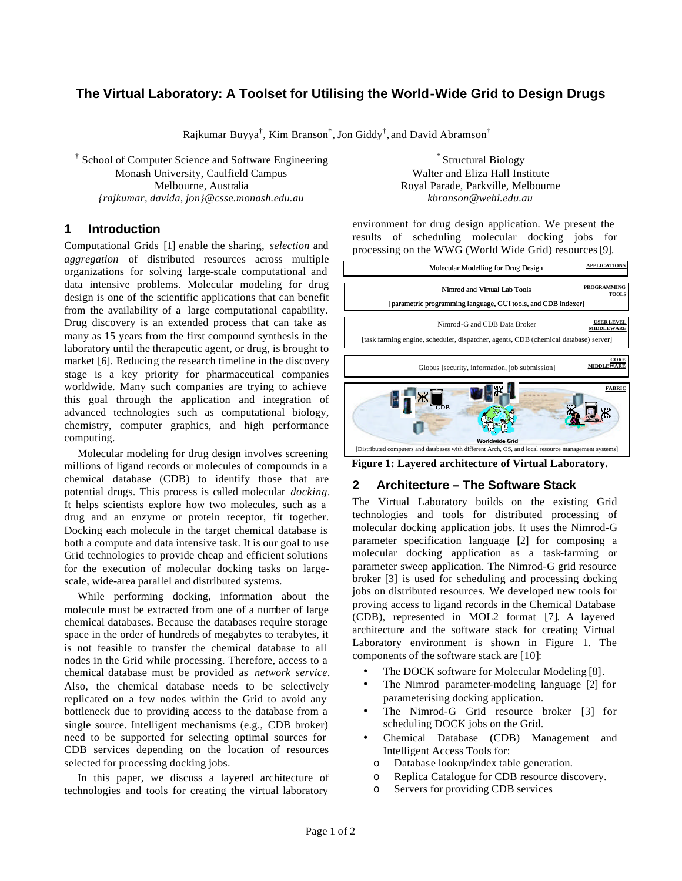# The Virtual Laboratory: A Toolset for Utilising the World-Wide Grid to Design Drugs

Rajkumar Buyya[†], Kim Branson[*], Jon Giddy[†], and David Abramson[†]

[†] School of Computer Science and Software Engineering
Monash University, Caulfield Campus
Melbourne, Australia
*{rajkumar, davida, jon}@csse.monash.edu.au*

[*] Structural Biology
Walter and Eliza Hall Institute
Royal Parade, Parkville, Melbourne
*kbranson@wehi.edu.au*

## 1 Introduction

Computational Grids [1] enable the sharing, *selection* and *aggregation* of distributed resources across multiple organizations for solving large-scale computational and data intensive problems. Molecular modeling for drug design is one of the scientific applications that can benefit from the availability of a large computational capability. Drug discovery is an extended process that can take as many as 15 years from the first compound synthesis in the laboratory until the therapeutic agent, or drug, is brought to market [6]. Reducing the research timeline in the discovery stage is a key priority for pharmaceutical companies worldwide. Many such companies are trying to achieve this goal through the application and integration of advanced technologies such as computational biology, chemistry, computer graphics, and high performance computing.

Molecular modeling for drug design involves screening millions of ligand records or molecules of compounds in a chemical database (CDB) to identify those that are potential drugs. This process is called molecular *docking*. It helps scientists explore how two molecules, such as a drug and an enzyme or protein receptor, fit together. Docking each molecule in the target chemical database is both a compute and data intensive task. It is our goal to use Grid technologies to provide cheap and efficient solutions for the execution of molecular docking tasks on large-scale, wide-area parallel and distributed systems.

While performing docking, information about the molecule must be extracted from one of a number of large chemical databases. Because the databases require storage space in the order of hundreds of megabytes to terabytes, it is not feasible to transfer the chemical database to all nodes in the Grid while processing. Therefore, access to a chemical database must be provided as *network service*. Also, the chemical database needs to be selectively replicated on a few nodes within the Grid to avoid any bottleneck due to providing access to the database from a single source. Intelligent mechanisms (e.g., CDB broker) need to be supported for selecting optimal sources for CDB services depending on the location of resources selected for processing docking jobs.

In this paper, we discuss a layered architecture of technologies and tools for creating the virtual laboratory environment for drug design application. We present the results of scheduling molecular docking jobs for processing on the WWG (World Wide Grid) resources [9].

| Layer | |
|---|---|
| Molecular Modelling for Drug Design | APPLICATIONS |
| Nimrod and Virtual Lab Tools [parametric programming language, GUI tools, and CDB indexer] | PROGRAMMING TOOLS |
| Nimrod-G and CDB Data Broker [task farming engine, scheduler, dispatcher, agents, CDB (chemical database) server] | USER LEVEL MIDDLEWARE |
| Globus [security, information, job submission] | CORE MIDDLEWARE |
| Worldwide Grid [Distributed computers and databases with different Arch, OS, and local resource management systems] | FABRIC |

**Figure 1: Layered architecture of Virtual Laboratory.**

## 2 Architecture – The Software Stack

The Virtual Laboratory builds on the existing Grid technologies and tools for distributed processing of molecular docking application jobs. It uses the Nimrod-G parameter specification language [2] for composing a molecular docking application as a task-farming or parameter sweep application. The Nimrod-G grid resource broker [3] is used for scheduling and processing docking jobs on distributed resources. We developed new tools for proving access to ligand records in the Chemical Database (CDB), represented in MOL2 format [7]. A layered architecture and the software stack for creating Virtual Laboratory environment is shown in Figure 1. The components of the software stack are [10]:

- The DOCK software for Molecular Modeling [8].
- The Nimrod parameter-modeling language [2] for parameterising docking application.
- The Nimrod-G Grid resource broker [3] for scheduling DOCK jobs on the Grid.
- Chemical Database (CDB) Management and Intelligent Access Tools for:
  - Database lookup/index table generation.
  - Replica Catalogue for CDB resource discovery.
  - Servers for providing CDB services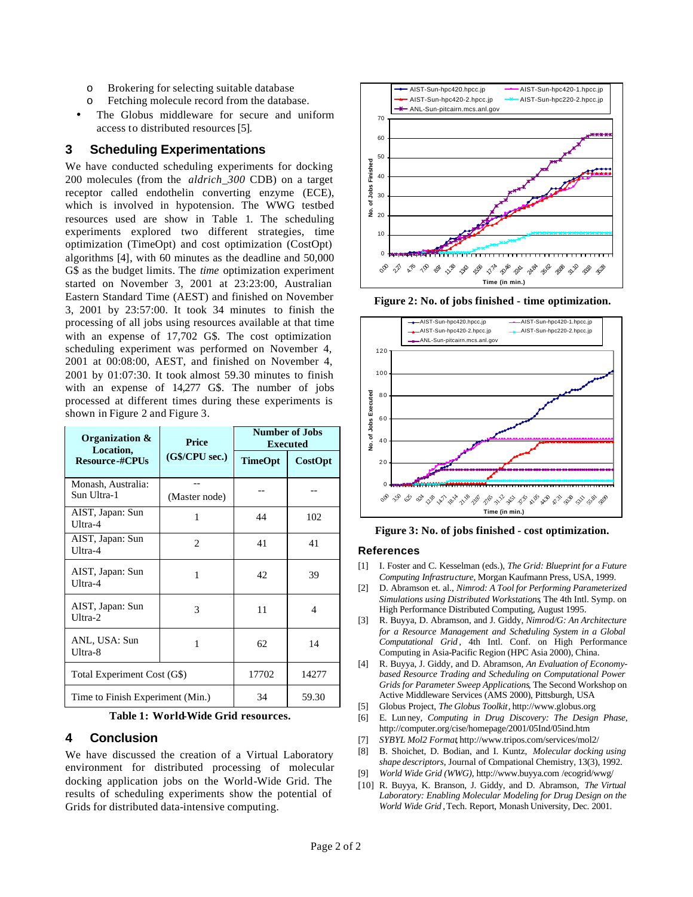- o Brokering for selecting suitable database
- o Fetching molecule record from the database.
- The Globus middleware for secure and uniform access to distributed resources [5].

## 3 Scheduling Experimentations

We have conducted scheduling experiments for docking 200 molecules (from the *aldrich_300* CDB) on a target receptor called endothelin converting enzyme (ECE), which is involved in hypotension. The WWG testbed resources used are show in Table 1. The scheduling experiments explored two different strategies, time optimization (TimeOpt) and cost optimization (CostOpt) algorithms [4], with 60 minutes as the deadline and 50,000 G$ as the budget limits. The *time* optimization experiment started on November 3, 2001 at 23:23:00, Australian Eastern Standard Time (AEST) and finished on November 3, 2001 by 23:57:00. It took 34 minutes to finish the processing of all jobs using resources available at that time with an expense of 17,702 G$. The cost optimization scheduling experiment was performed on November 4, 2001 at 00:08:00, AEST, and finished on November 4, 2001 by 01:07:30. It took almost 59.30 minutes to finish with an expense of 14,277 G$. The number of jobs processed at different times during these experiments is shown in Figure 2 and Figure 3.

| Organization & Location, Resource-#CPUs | Price (G$/CPU sec.) | Number of Jobs Executed | |
|---|---|---|---|
| | | TimeOpt | CostOpt |
| Monash, Australia: Sun Ultra-1 | -- (Master node) | -- | -- |
| AIST, Japan: Sun Ultra-4 | 1 | 44 | 102 |
| AIST, Japan: Sun Ultra-4 | 2 | 41 | 41 |
| AIST, Japan: Sun Ultra-4 | 1 | 42 | 39 |
| AIST, Japan: Sun Ultra-2 | 3 | 11 | 4 |
| ANL, USA: Sun Ultra-8 | 1 | 62 | 14 |
| Total Experiment Cost (G$) | | 17702 | 14277 |
| Time to Finish Experiment (Min.) | | 34 | 59.30 |

**Table 1: World-Wide Grid resources.**

AIST-Sun-hpc420.hpcc.jp
AIST-Sun-hpc420-1.hpcc.jp
AIST-Sun-hpc420-2.hpcc.jp
AIST-Sun-hpc220-2.hpcc.jp
ANL-Sun-pitcairn.mcs.anl.gov

No. of Jobs Finished

0 10 20 30 40 50 60 70

0.00 2.27 4.76 7.00 8.97 11.38 13.43 15.56 17.74 20.46 22.41 24.84 26.62 28.88 31.10 33.08 35.28

Time (in min.)

**Figure 2: No. of jobs finished - time optimization.**

AIST-Sun-hpc420.hpcc.jp
AIST-Sun-hpc420-1.hpcc.jp
AIST-Sun-hpc420-2.hpcc.jp
AIST-Sun-hpc220-2.hpcc.jp
ANL-Sun-pitcairn.mcs.anl.gov

No. of Jobs Executed

0 20 40 60 80 100 120

0.00 3.50 6.25 9.24 12.18 14.71 18.14 21.18 23.97 27.65 31.12 34.51 37.35 41.05 44.30 47.31 50.38 53.11 55.81 58.09

Time (in min.)

**Figure 3: No. of jobs finished - cost optimization.**

## 4 Conclusion

We have discussed the creation of a Virtual Laboratory environment for distributed processing of molecular docking application jobs on the World-Wide Grid. The results of scheduling experiments show the potential of Grids for distributed data-intensive computing.

## References

[1] I. Foster and C. Kesselman (eds.), *The Grid: Blueprint for a Future Computing Infrastructure*, Morgan Kaufmann Press, USA, 1999.

[2] D. Abramson et. al., *Nimrod: A Tool for Performing Parameterized Simulations using Distributed Workstations*, The 4th Intl. Symp. on High Performance Distributed Computing, August 1995.

[3] R. Buyya, D. Abramson, and J. Giddy, *Nimrod/G: An Architecture for a Resource Management and Scheduling System in a Global Computational Grid*, 4th Intl. Conf. on High Performance Computing in Asia-Pacific Region (HPC Asia 2000), China.

[4] R. Buyya, J. Giddy, and D. Abramson, *An Evaluation of Economy-based Resource Trading and Scheduling on Computational Power Grids for Parameter Sweep Applications*, The Second Workshop on Active Middleware Services (AMS 2000), Pittsburgh, USA

[5] Globus Project, *The Globus Toolkit*, http://www.globus.org

[6] E. Lunney, *Computing in Drug Discovery: The Design Phase*, http://computer.org/cise/homepage/2001/05Ind/05ind.htm

[7] *SYBYL Mol2 Format*, http://www.tripos.com/services/mol2/

[8] B. Shoichet, D. Bodian, and I. Kuntz, *Molecular docking using shape descriptors*, Journal of Compational Chemistry, 13(3), 1992.

[9] *World Wide Grid (WWG)*, http://www.buyya.com /ecogrid/wwg/

[10] R. Buyya, K. Branson, J. Giddy, and D. Abramson, *The Virtual Laboratory: Enabling Molecular Modeling for Drug Design on the World Wide Grid*, Tech. Report, Monash University, Dec. 2001.